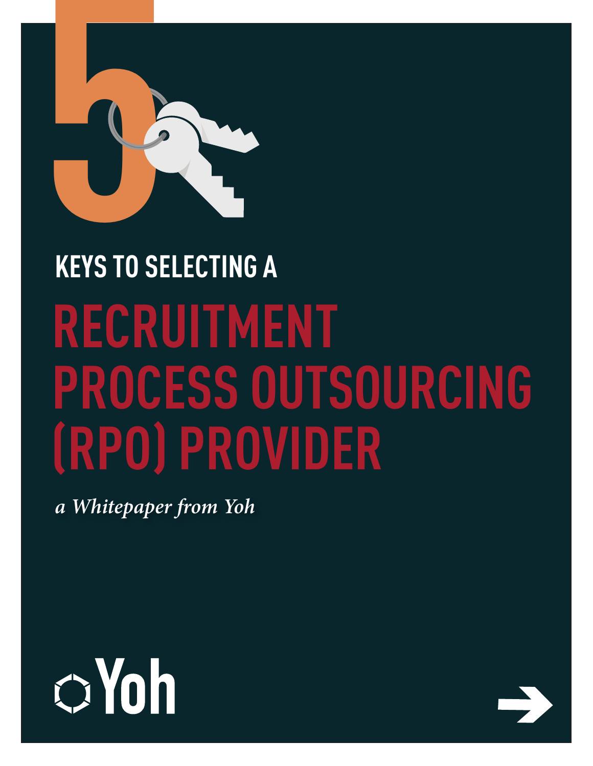# 5 KEYS TO SELECTING A RECRUITMENT PROCESS OUTSOURCING (RPO) PROVIDER

*a Whitepaper from Yoh*

Yoh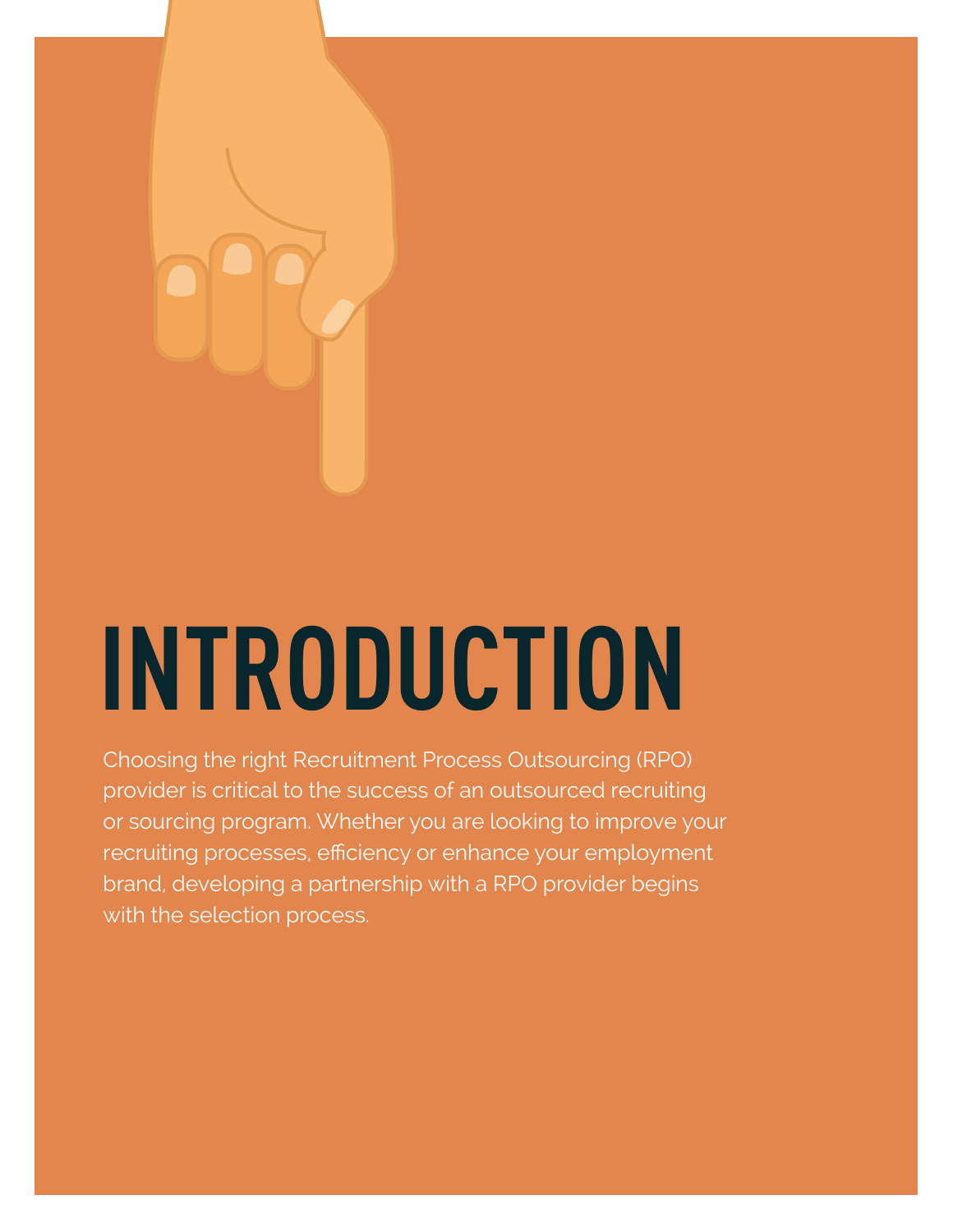# INTRODUCTION

Choosing the right Recruitment Process Outsourcing (RPO) provider is critical to the success of an outsourced recruiting or sourcing program. Whether you are looking to improve your recruiting processes, efficiency or enhance your employment brand, developing a partnership with a RPO provider begins with the selection process.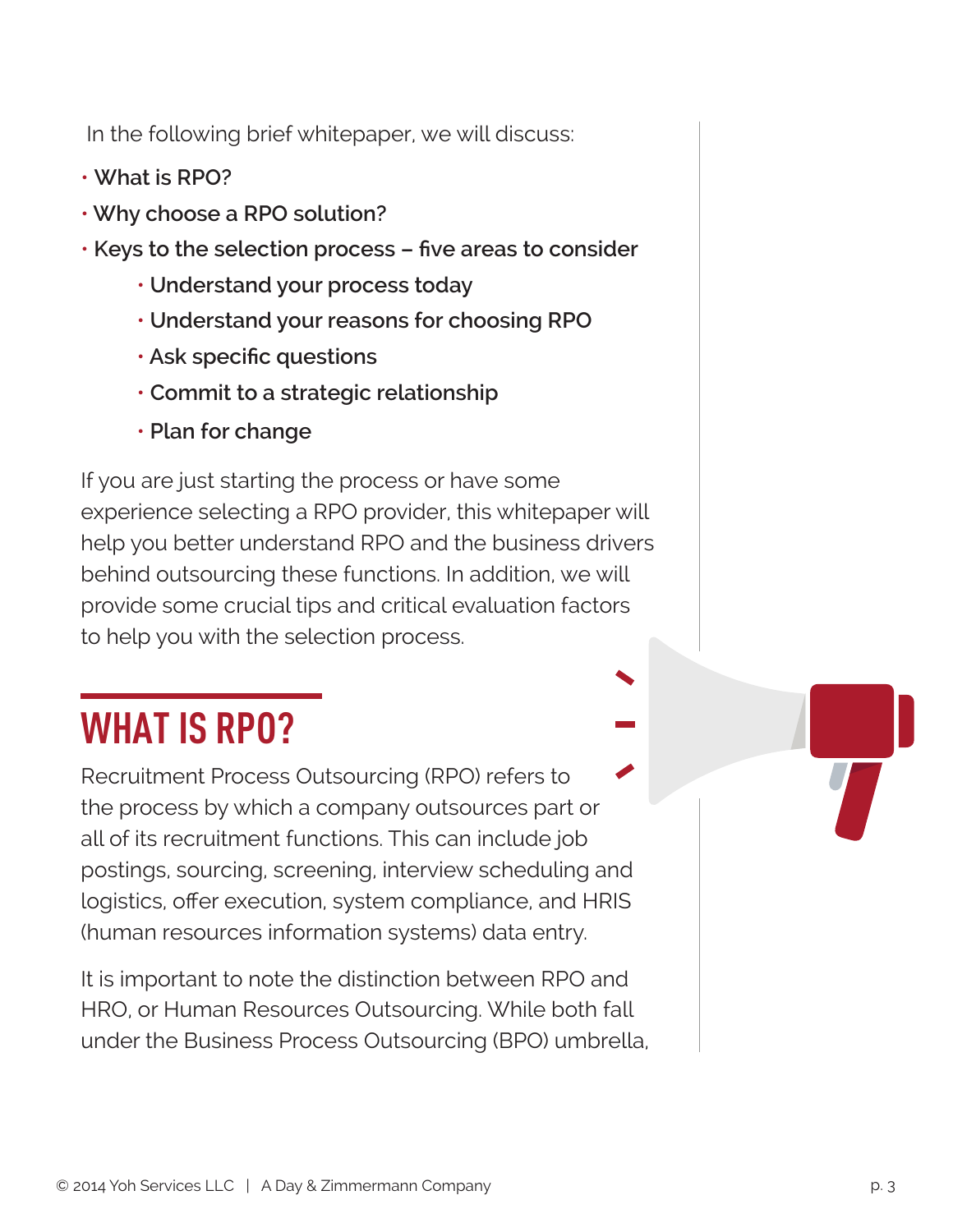In the following brief whitepaper, we will discuss:

- **What is RPO?**
- **Why choose a RPO solution?**
- **Keys to the selection process – five areas to consider**
    - **Understand your process today**
    - **Understand your reasons for choosing RPO**
    - **Ask specific questions**
    - **Commit to a strategic relationship**
    - **Plan for change**

If you are just starting the process or have some experience selecting a RPO provider, this whitepaper will help you better understand RPO and the business drivers behind outsourcing these functions. In addition, we will provide some crucial tips and critical evaluation factors to help you with the selection process.

## WHAT IS RPO?

Recruitment Process Outsourcing (RPO) refers to the process by which a company outsources part or all of its recruitment functions. This can include job postings, sourcing, screening, interview scheduling and logistics, offer execution, system compliance, and HRIS (human resources information systems) data entry.

It is important to note the distinction between RPO and HRO, or Human Resources Outsourcing. While both fall under the Business Process Outsourcing (BPO) umbrella,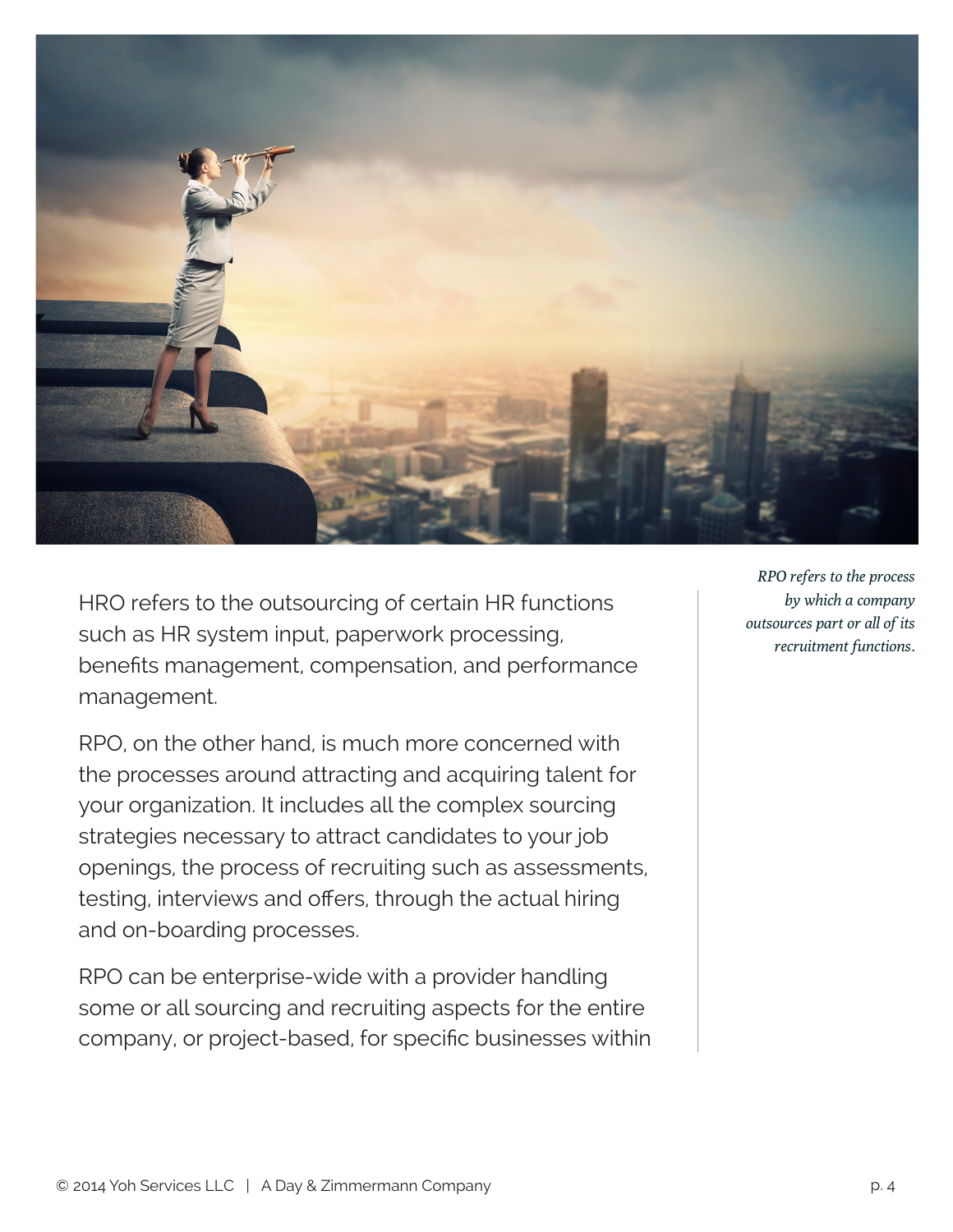*RPO refers to the process by which a company outsources part or all of its recruitment functions.*

HRO refers to the outsourcing of certain HR functions such as HR system input, paperwork processing, benefits management, compensation, and performance management.

RPO, on the other hand, is much more concerned with the processes around attracting and acquiring talent for your organization. It includes all the complex sourcing strategies necessary to attract candidates to your job openings, the process of recruiting such as assessments, testing, interviews and offers, through the actual hiring and on-boarding processes.

RPO can be enterprise-wide with a provider handling some or all sourcing and recruiting aspects for the entire company, or project-based, for specific businesses within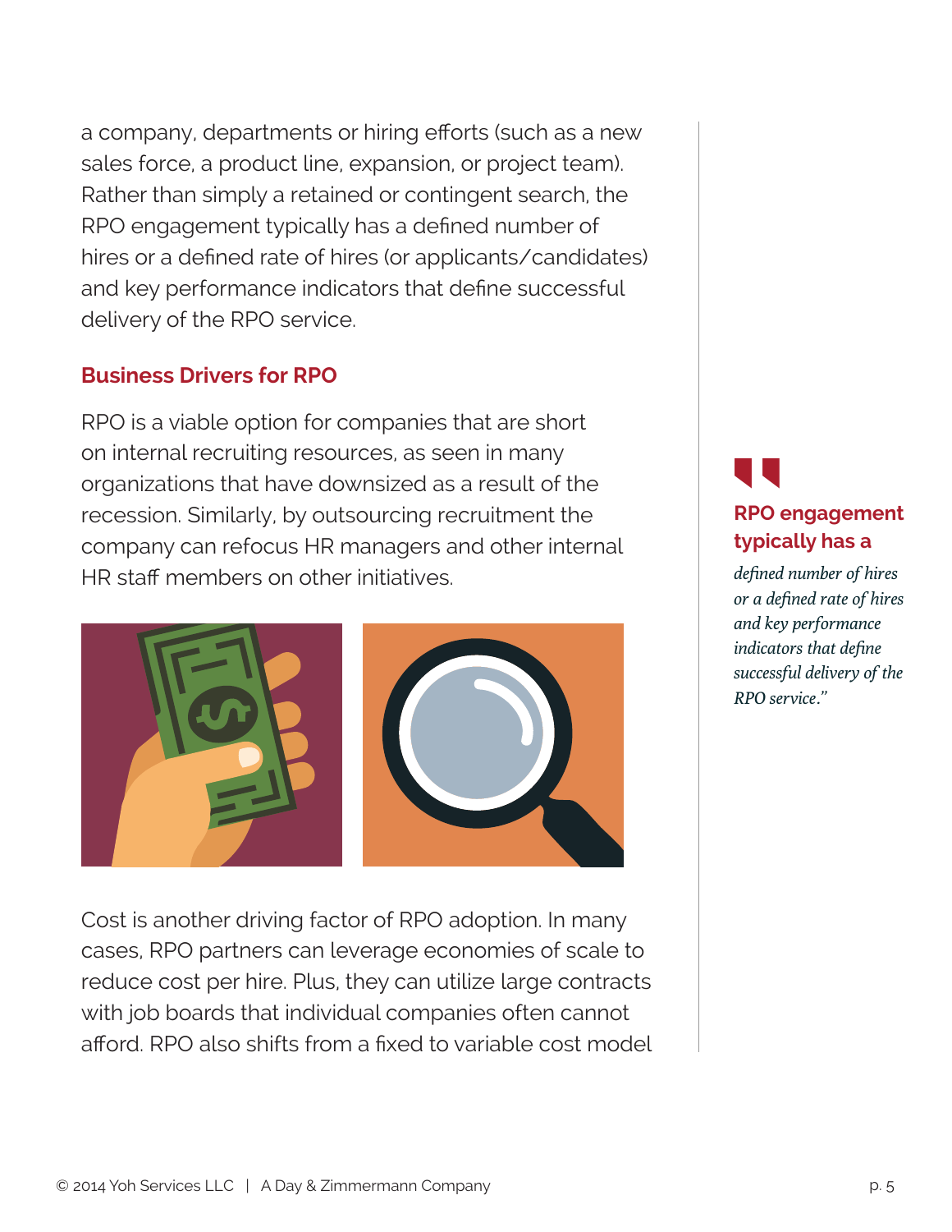a company, departments or hiring efforts (such as a new sales force, a product line, expansion, or project team). Rather than simply a retained or contingent search, the RPO engagement typically has a defined number of hires or a defined rate of hires (or applicants/candidates) and key performance indicators that define successful delivery of the RPO service.

## Business Drivers for RPO

RPO is a viable option for companies that are short on internal recruiting resources, as seen in many organizations that have downsized as a result of the recession. Similarly, by outsourcing recruitment the company can refocus HR managers and other internal HR staff members on other initiatives.

> **RPO engagement typically has a** *defined number of hires or a defined rate of hires and key performance indicators that define successful delivery of the RPO service."*

Cost is another driving factor of RPO adoption. In many cases, RPO partners can leverage economies of scale to reduce cost per hire. Plus, they can utilize large contracts with job boards that individual companies often cannot afford. RPO also shifts from a fixed to variable cost model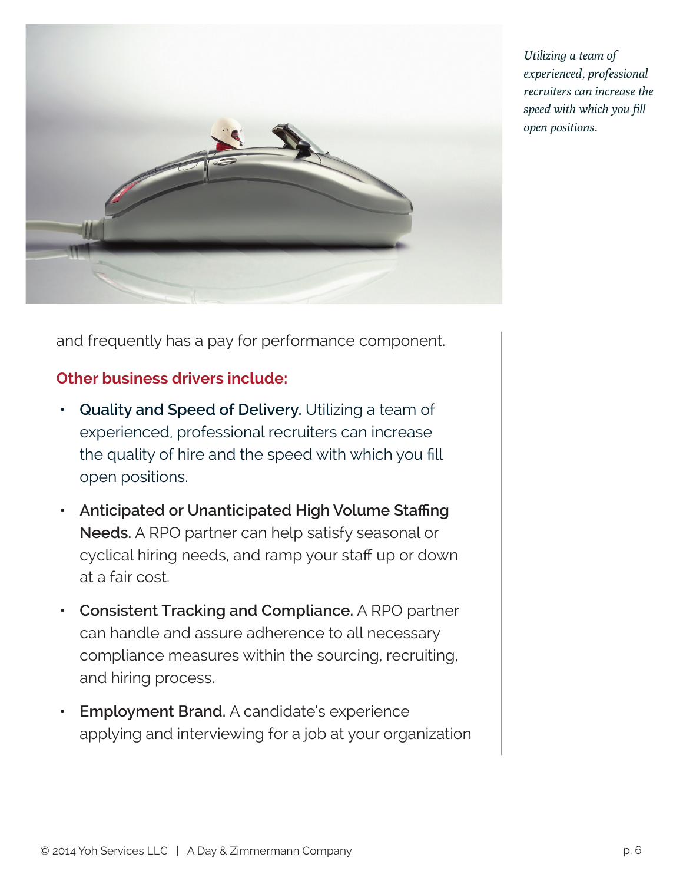*Utilizing a team of experienced, professional recruiters can increase the speed with which you fill open positions.*

and frequently has a pay for performance component.

**Other business drivers include:**

- **Quality and Speed of Delivery.** Utilizing a team of experienced, professional recruiters can increase the quality of hire and the speed with which you fill open positions.
- **Anticipated or Unanticipated High Volume Staffing Needs.** A RPO partner can help satisfy seasonal or cyclical hiring needs, and ramp your staff up or down at a fair cost.
- **Consistent Tracking and Compliance.** A RPO partner can handle and assure adherence to all necessary compliance measures within the sourcing, recruiting, and hiring process.
- **Employment Brand.** A candidate's experience applying and interviewing for a job at your organization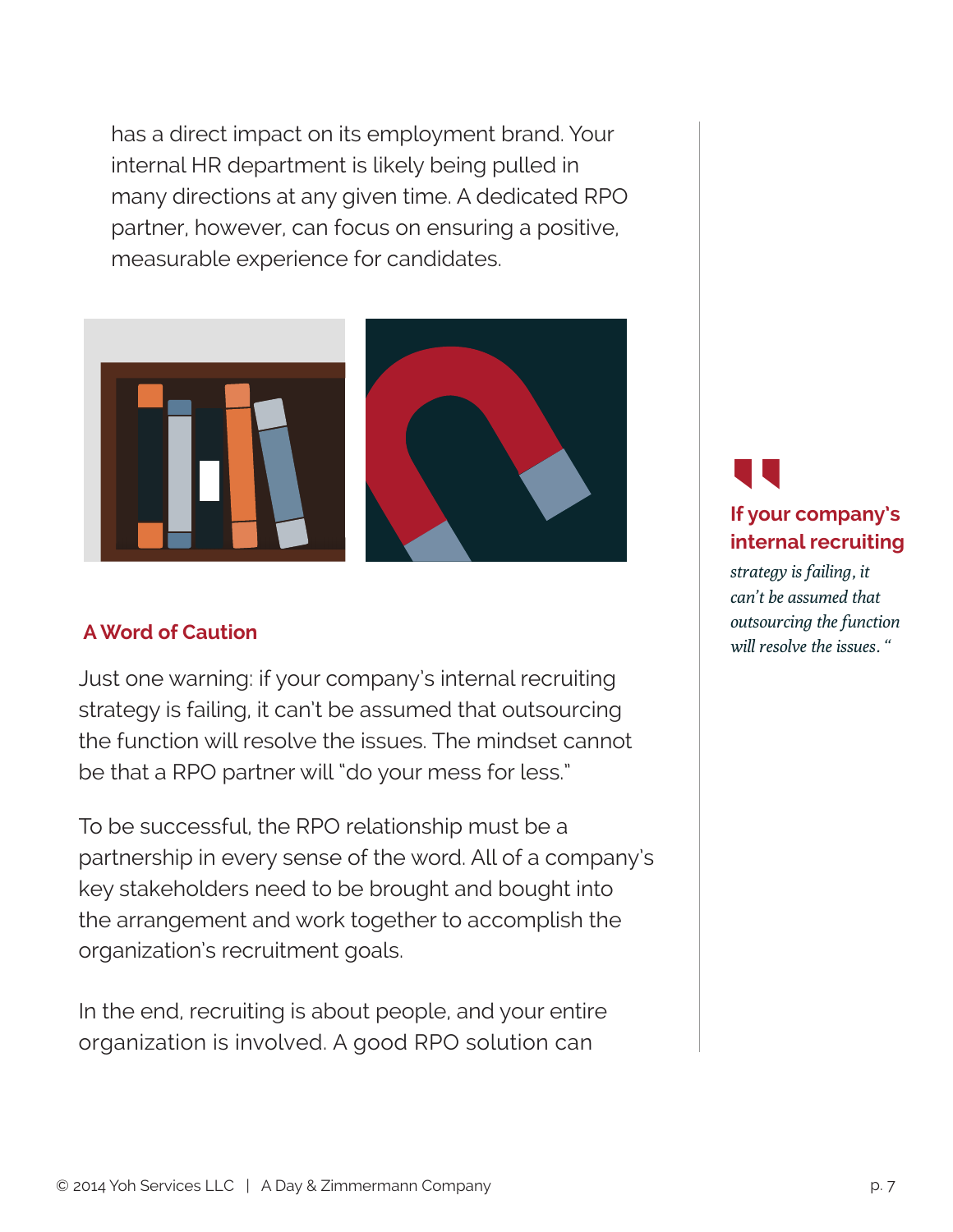has a direct impact on its employment brand. Your internal HR department is likely being pulled in many directions at any given time. A dedicated RPO partner, however, can focus on ensuring a positive, measurable experience for candidates.

### A Word of Caution

Just one warning: if your company's internal recruiting strategy is failing, it can't be assumed that outsourcing the function will resolve the issues. The mindset cannot be that a RPO partner will "do your mess for less."

To be successful, the RPO relationship must be a partnership in every sense of the word. All of a company's key stakeholders need to be brought and bought into the arrangement and work together to accomplish the organization's recruitment goals.

In the end, recruiting is about people, and your entire organization is involved. A good RPO solution can

> **If your company's internal recruiting** *strategy is failing, it can't be assumed that outsourcing the function will resolve the issues."*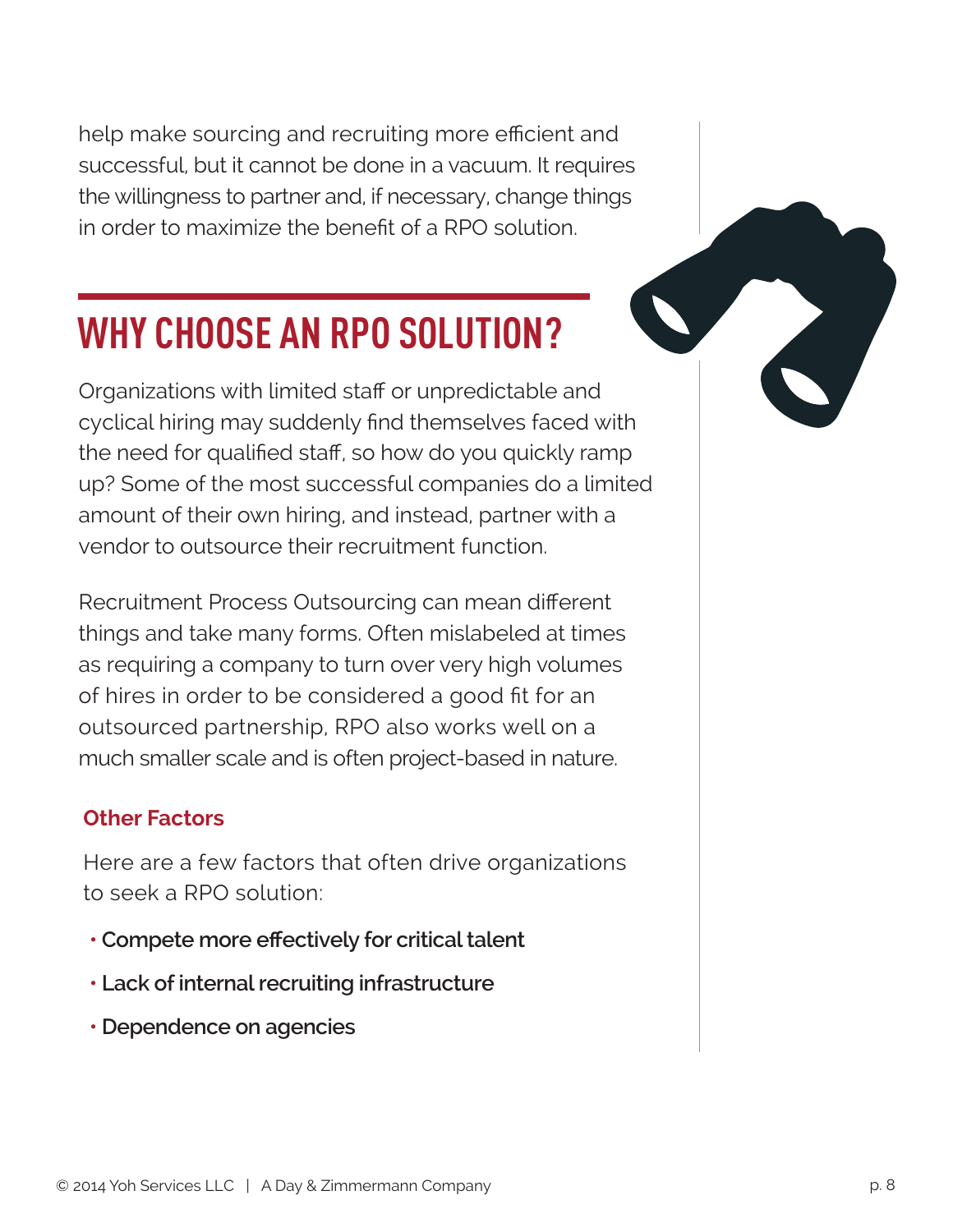help make sourcing and recruiting more efficient and successful, but it cannot be done in a vacuum. It requires the willingness to partner and, if necessary, change things in order to maximize the benefit of a RPO solution.

# WHY CHOOSE AN RPO SOLUTION?

Organizations with limited staff or unpredictable and cyclical hiring may suddenly find themselves faced with the need for qualified staff, so how do you quickly ramp up? Some of the most successful companies do a limited amount of their own hiring, and instead, partner with a vendor to outsource their recruitment function.

Recruitment Process Outsourcing can mean different things and take many forms. Often mislabeled at times as requiring a company to turn over very high volumes of hires in order to be considered a good fit for an outsourced partnership, RPO also works well on a much smaller scale and is often project-based in nature.

### Other Factors

Here are a few factors that often drive organizations to seek a RPO solution:

- **Compete more effectively for critical talent**
- **Lack of internal recruiting infrastructure**
- **Dependence on agencies**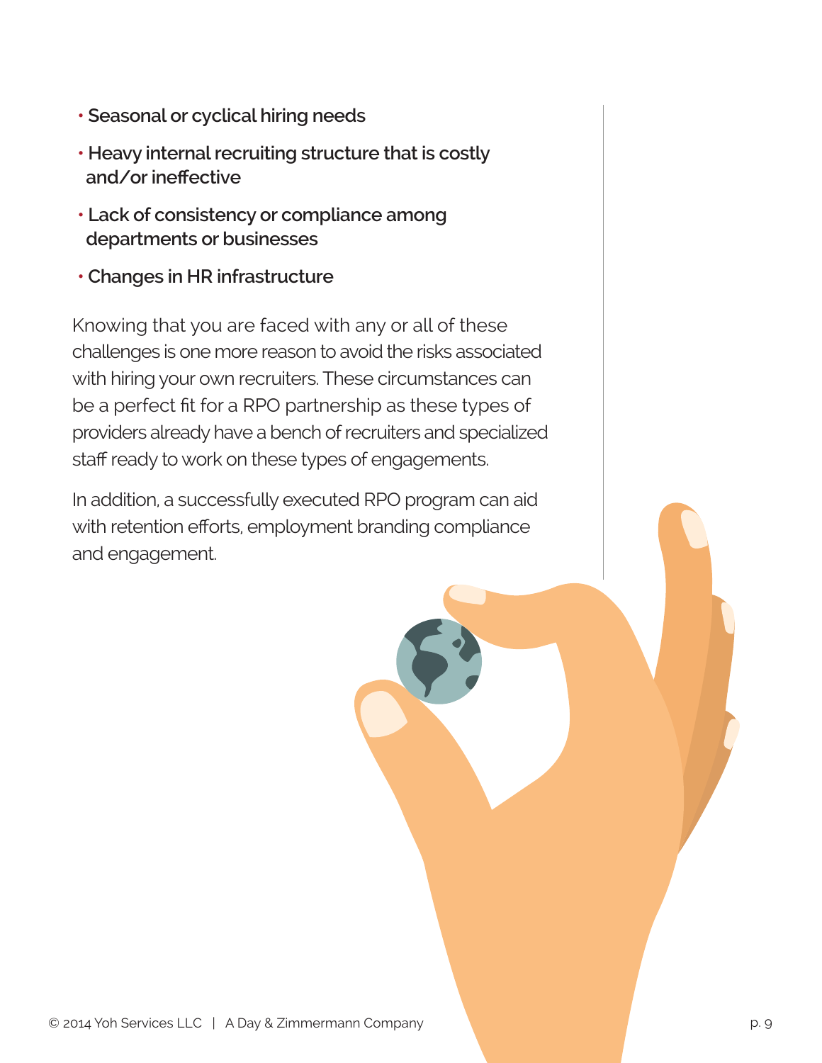- **Seasonal or cyclical hiring needs**
- **Heavy internal recruiting structure that is costly and/or ineffective**
- **Lack of consistency or compliance among departments or businesses**
- **Changes in HR infrastructure**

Knowing that you are faced with any or all of these challenges is one more reason to avoid the risks associated with hiring your own recruiters. These circumstances can be a perfect fit for a RPO partnership as these types of providers already have a bench of recruiters and specialized staff ready to work on these types of engagements.

In addition, a successfully executed RPO program can aid with retention efforts, employment branding compliance and engagement.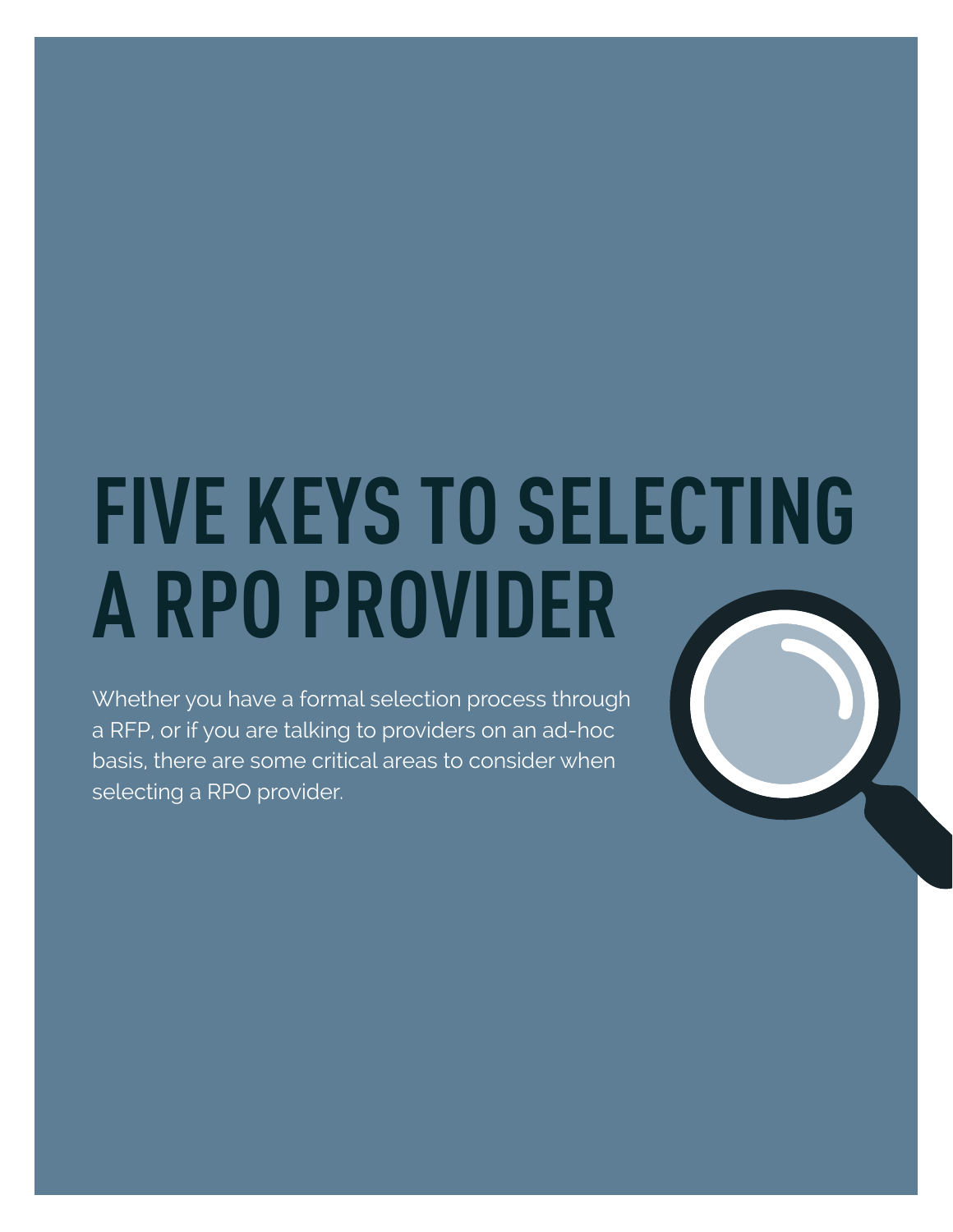# FIVE KEYS TO SELECTING A RPO PROVIDER

Whether you have a formal selection process through a RFP, or if you are talking to providers on an ad-hoc basis, there are some critical areas to consider when selecting a RPO provider.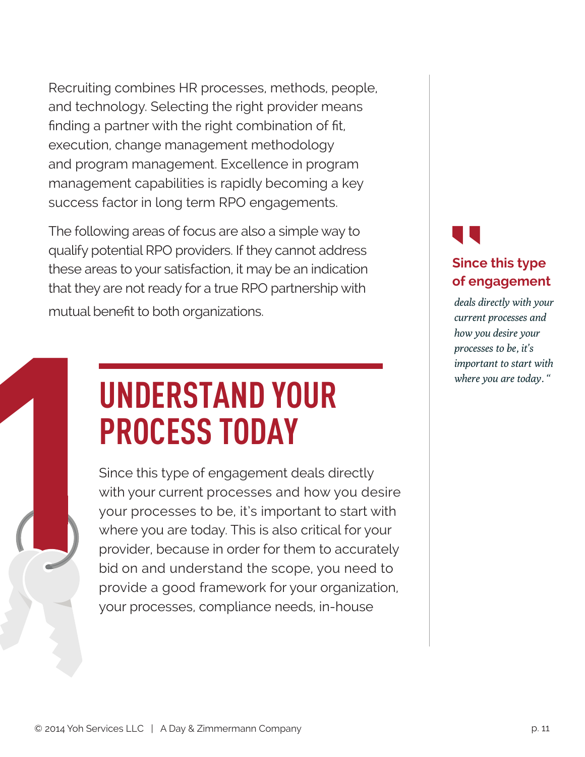Recruiting combines HR processes, methods, people, and technology. Selecting the right provider means finding a partner with the right combination of fit, execution, change management methodology and program management. Excellence in program management capabilities is rapidly becoming a key success factor in long term RPO engagements.

The following areas of focus are also a simple way to qualify potential RPO providers. If they cannot address these areas to your satisfaction, it may be an indication that they are not ready for a true RPO partnership with mutual benefit to both organizations.

## 1 UNDERSTAND YOUR PROCESS TODAY

Since this type of engagement deals directly with your current processes and how you desire your processes to be, it's important to start with where you are today. This is also critical for your provider, because in order for them to accurately bid on and understand the scope, you need to provide a good framework for your organization, your processes, compliance needs, in-house

> **Since this type of engagement** *deals directly with your current processes and how you desire your processes to be, it's important to start with where you are today."*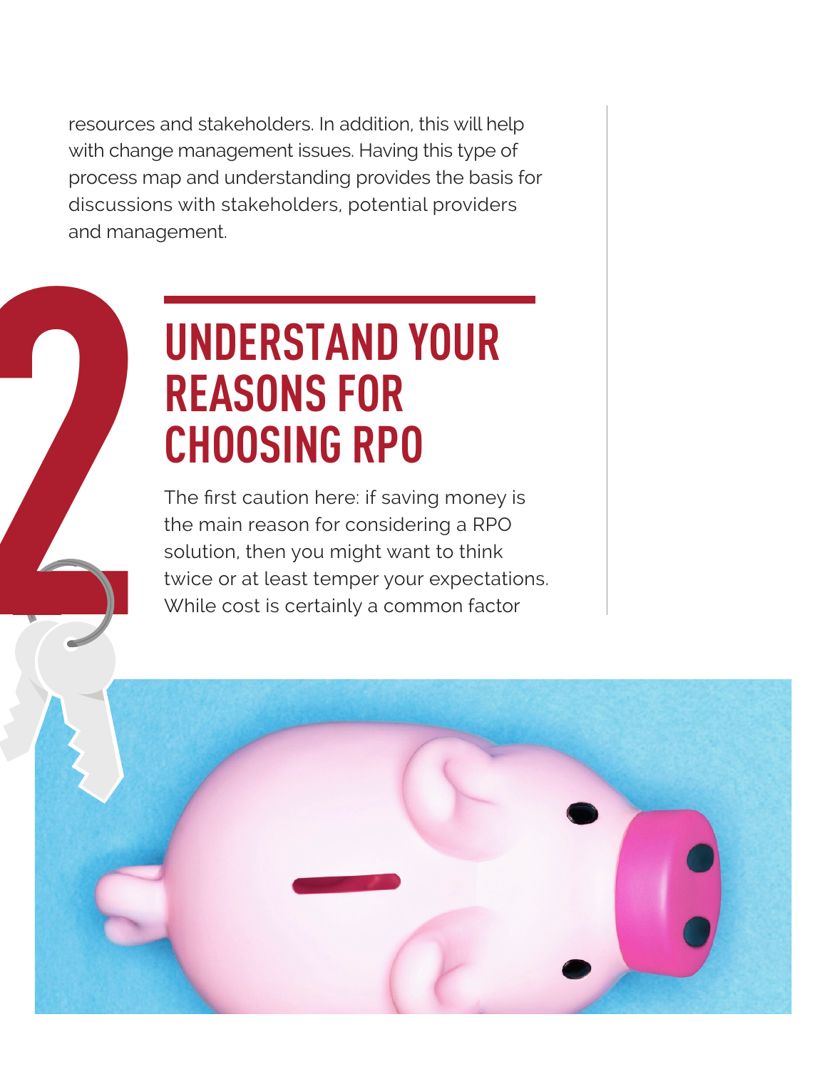resources and stakeholders. In addition, this will help with change management issues. Having this type of process map and understanding provides the basis for discussions with stakeholders, potential providers and management.

## 2 UNDERSTAND YOUR REASONS FOR CHOOSING RPO

The first caution here: if saving money is the main reason for considering a RPO solution, then you might want to think twice or at least temper your expectations. While cost is certainly a common factor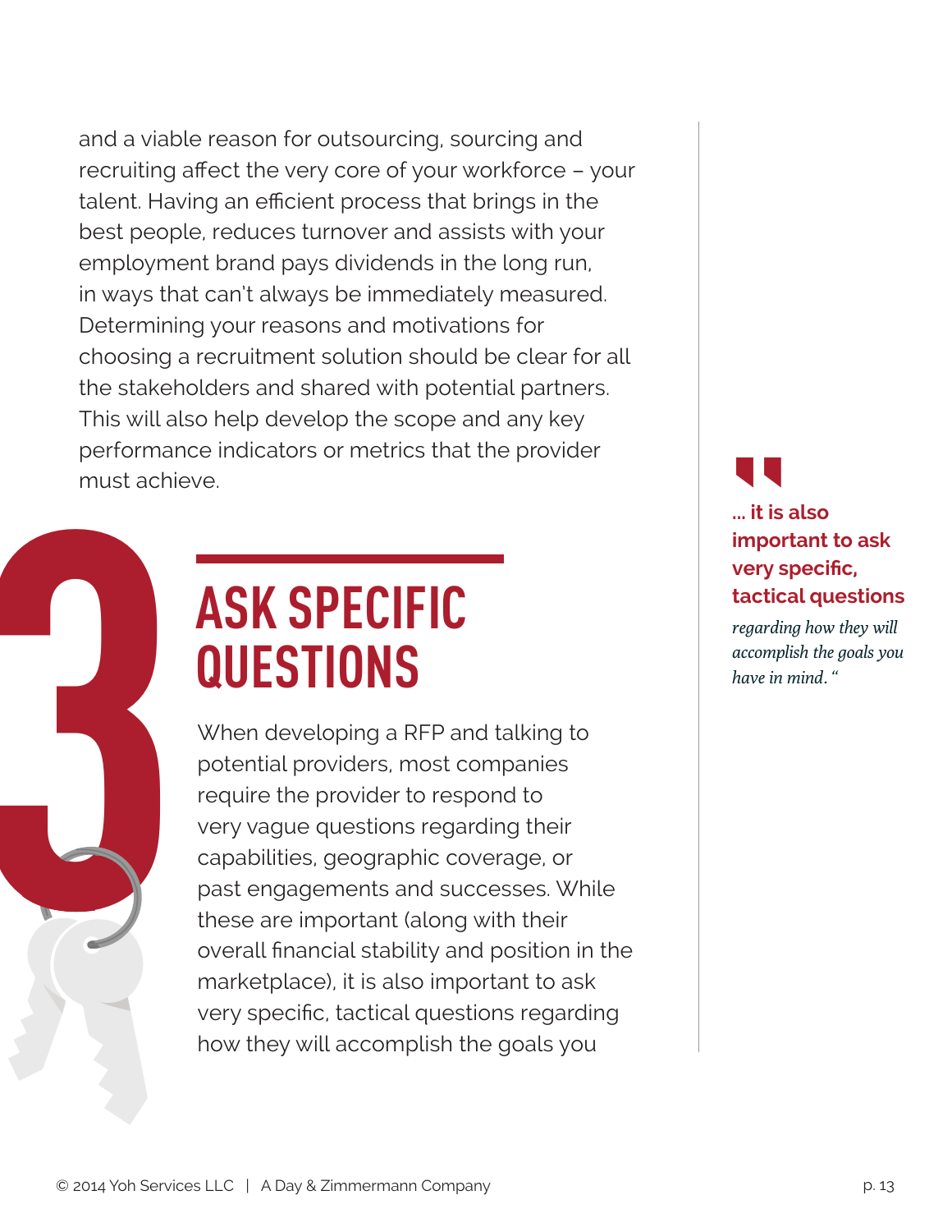and a viable reason for outsourcing, sourcing and recruiting affect the very core of your workforce – your talent. Having an efficient process that brings in the best people, reduces turnover and assists with your employment brand pays dividends in the long run, in ways that can't always be immediately measured. Determining your reasons and motivations for choosing a recruitment solution should be clear for all the stakeholders and shared with potential partners. This will also help develop the scope and any key performance indicators or metrics that the provider must achieve.

## 3 ASK SPECIFIC QUESTIONS

When developing a RFP and talking to potential providers, most companies require the provider to respond to very vague questions regarding their capabilities, geographic coverage, or past engagements and successes. While these are important (along with their overall financial stability and position in the marketplace), it is also important to ask very specific, tactical questions regarding how they will accomplish the goals you

> **... it is also important to ask very specific, tactical questions** *regarding how they will accomplish the goals you have in mind."*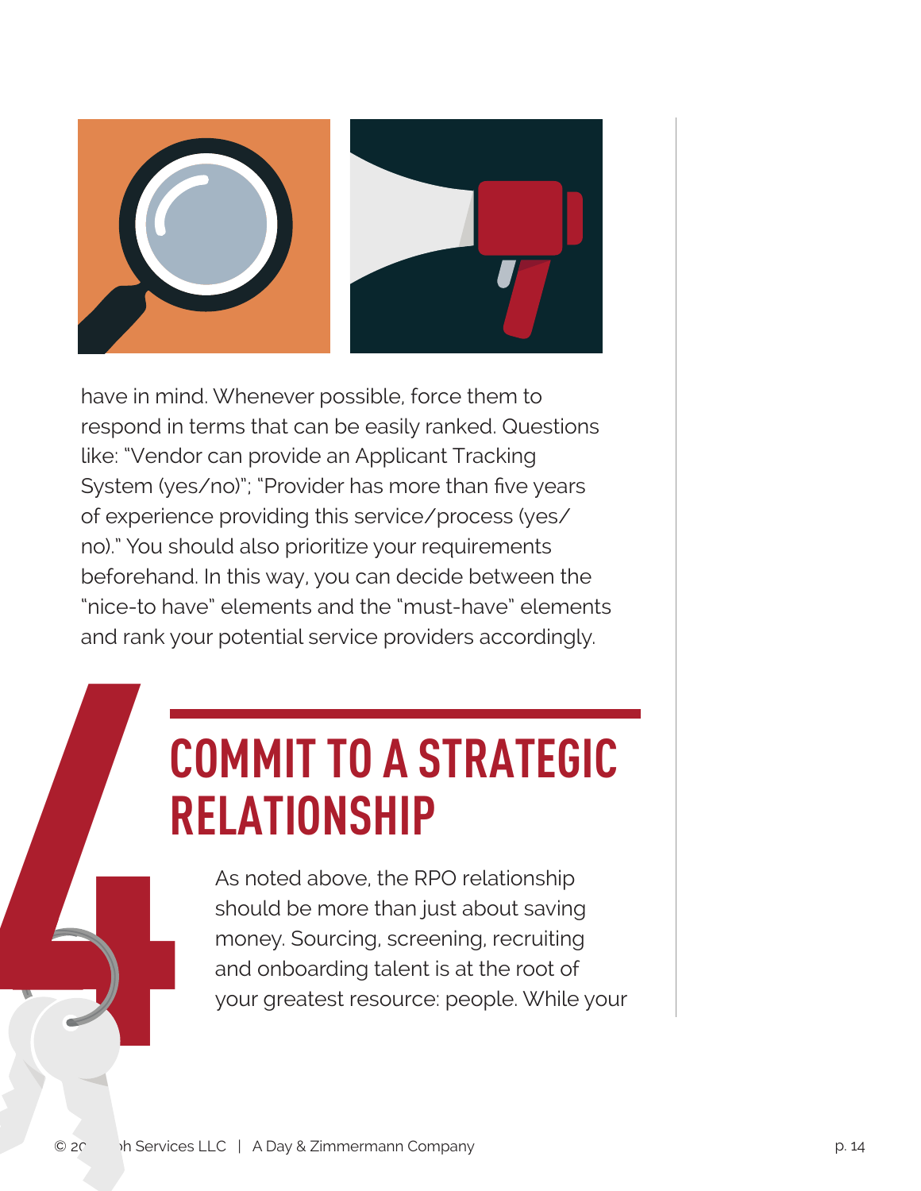have in mind. Whenever possible, force them to respond in terms that can be easily ranked. Questions like: "Vendor can provide an Applicant Tracking System (yes/no)"; "Provider has more than five years of experience providing this service/process (yes/no)." You should also prioritize your requirements beforehand. In this way, you can decide between the "nice-to have" elements and the "must-have" elements and rank your potential service providers accordingly.

## 4 COMMIT TO A STRATEGIC RELATIONSHIP

As noted above, the RPO relationship should be more than just about saving money. Sourcing, screening, recruiting and onboarding talent is at the root of your greatest resource: people. While your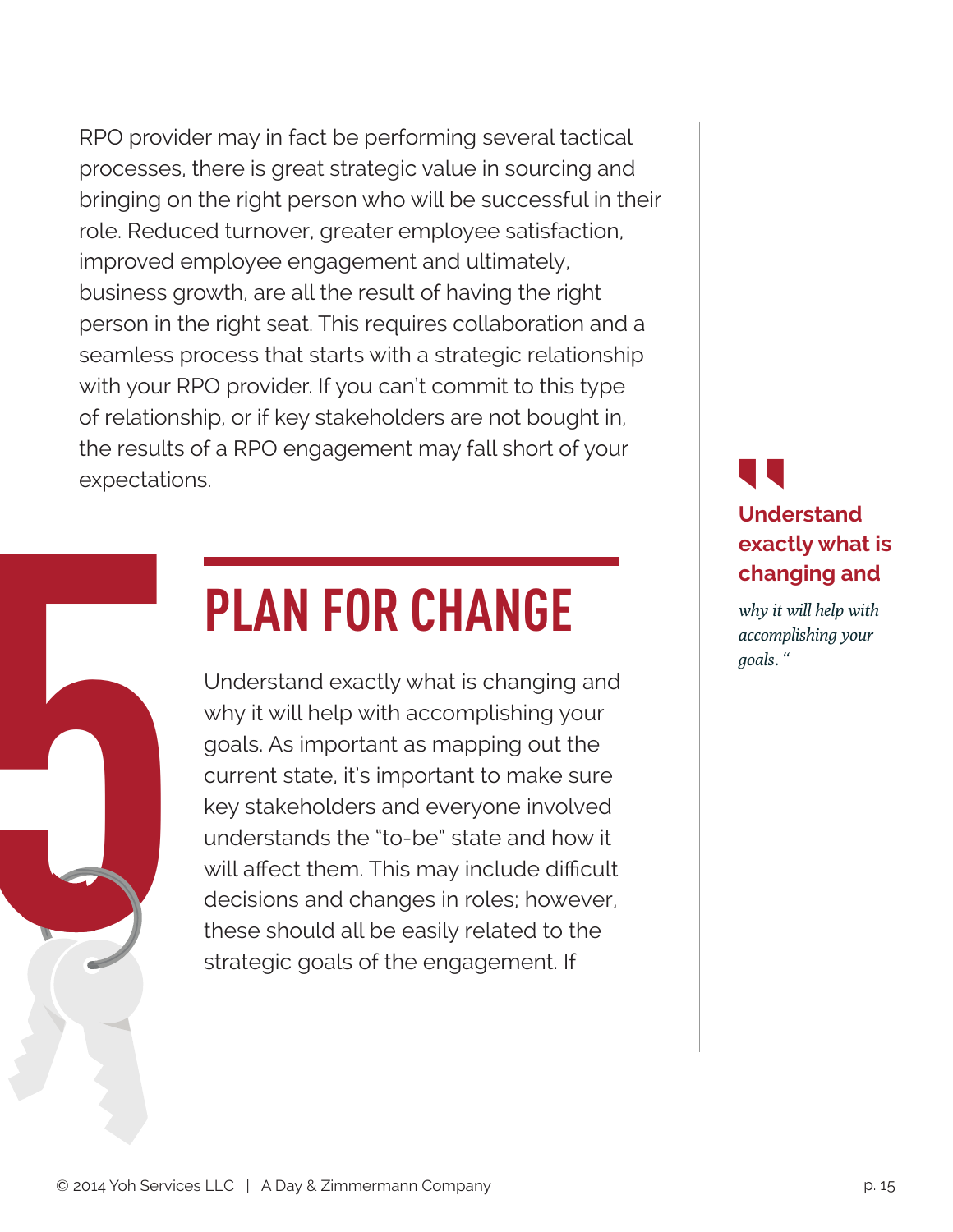RPO provider may in fact be performing several tactical processes, there is great strategic value in sourcing and bringing on the right person who will be successful in their role. Reduced turnover, greater employee satisfaction, improved employee engagement and ultimately, business growth, are all the result of having the right person in the right seat. This requires collaboration and a seamless process that starts with a strategic relationship with your RPO provider. If you can't commit to this type of relationship, or if key stakeholders are not bought in, the results of a RPO engagement may fall short of your expectations.

## 5 PLAN FOR CHANGE

Understand exactly what is changing and why it will help with accomplishing your goals. As important as mapping out the current state, it's important to make sure key stakeholders and everyone involved understands the "to-be" state and how it will affect them. This may include difficult decisions and changes in roles; however, these should all be easily related to the strategic goals of the engagement. If

> **Understand exactly what is changing and** *why it will help with accomplishing your goals."*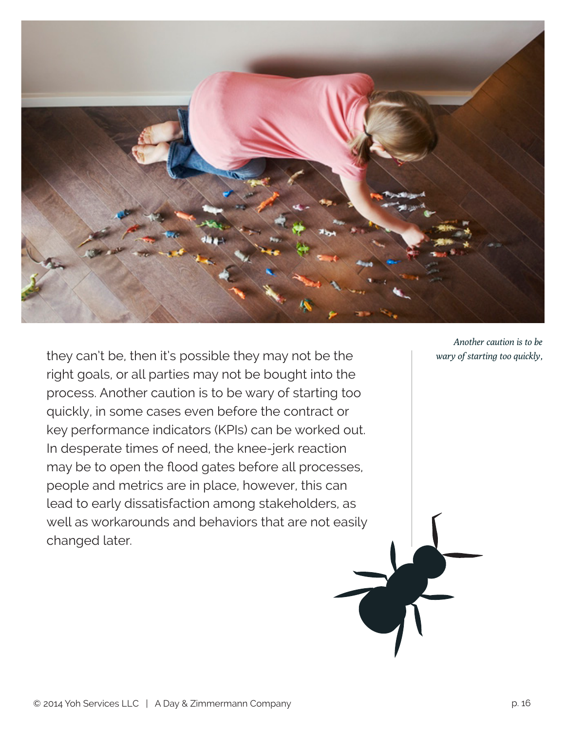they can't be, then it's possible they may not be the right goals, or all parties may not be bought into the process. Another caution is to be wary of starting too quickly, in some cases even before the contract or key performance indicators (KPIs) can be worked out. In desperate times of need, the knee-jerk reaction may be to open the flood gates before all processes, people and metrics are in place, however, this can lead to early dissatisfaction among stakeholders, as well as workarounds and behaviors that are not easily changed later.

*Another caution is to be wary of starting too quickly,*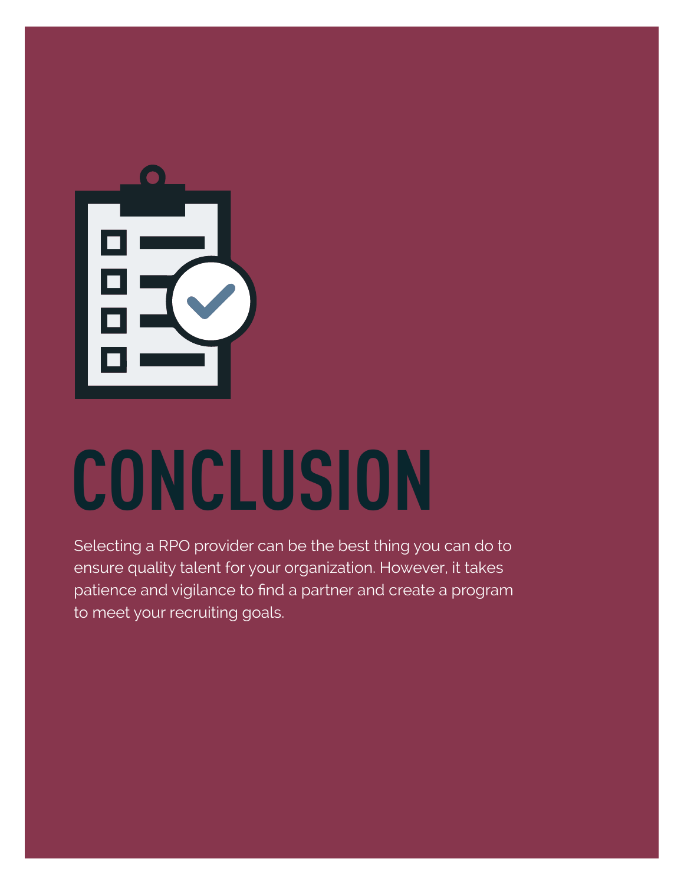# CONCLUSION

Selecting a RPO provider can be the best thing you can do to ensure quality talent for your organization. However, it takes patience and vigilance to find a partner and create a program to meet your recruiting goals.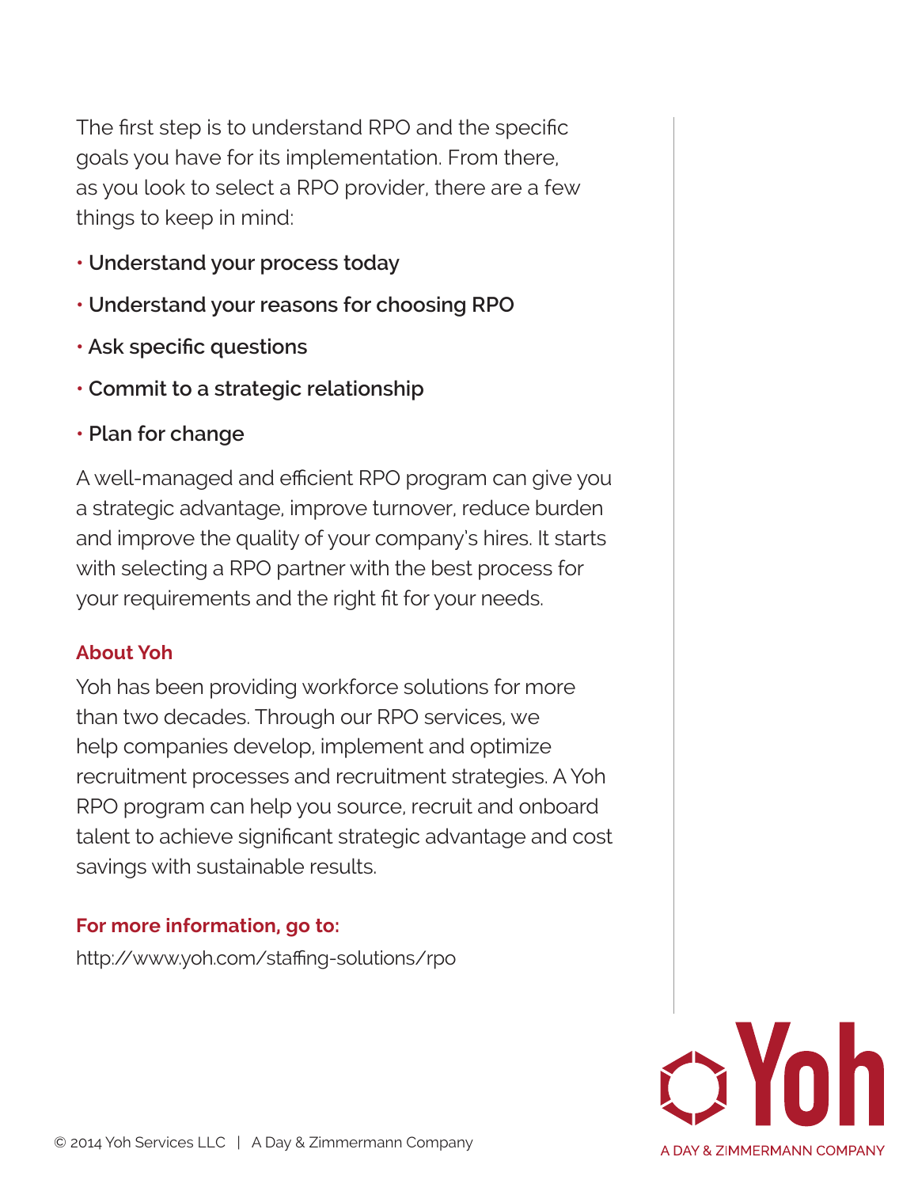The first step is to understand RPO and the specific goals you have for its implementation. From there, as you look to select a RPO provider, there are a few things to keep in mind:

- **Understand your process today**
- **Understand your reasons for choosing RPO**
- **Ask specific questions**
- **Commit to a strategic relationship**
- **Plan for change**

A well-managed and efficient RPO program can give you a strategic advantage, improve turnover, reduce burden and improve the quality of your company's hires. It starts with selecting a RPO partner with the best process for your requirements and the right fit for your needs.

### About Yoh

Yoh has been providing workforce solutions for more than two decades. Through our RPO services, we help companies develop, implement and optimize recruitment processes and recruitment strategies. A Yoh RPO program can help you source, recruit and onboard talent to achieve significant strategic advantage and cost savings with sustainable results.

**For more information, go to:**

http://www.yoh.com/staffing-solutions/rpo

© 2014 Yoh Services LLC | A Day & Zimmermann Company

Yoh

A DAY & ZIMMERMANN COMPANY